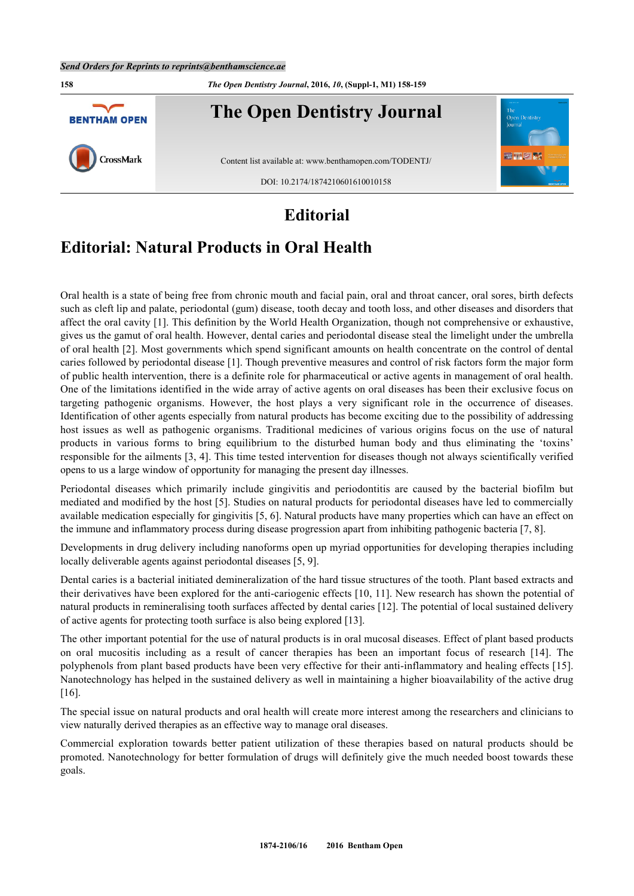# Editorial

## Editorial: Natural Products in Oral Health

Oral health is a state of being free from chronic mouth and facial pain, oral and throat cancer, oral sores, birth defects such as cleft lip and palate, periodontal (gum) disease, tooth decay and tooth loss, and other diseases and disorders that affect the oral cavity [1]. This definition by the World Health Organization, though not comprehensive or exhaustive, gives us the gamut of oral health. However, dental caries and periodontal disease steal the limelight under the umbrella of oral health [2]. Most governments which spend significant amounts on health concentrate on the control of dental caries followed by periodontal disease [1]. Though preventive measures and control of risk factors form the major form of public health intervention, there is a definite role for pharmaceutical or active agents in management of oral health. One of the limitations identified in the wide array of active agents on oral diseases has been their exclusive focus on targeting pathogenic organisms. However, the host plays a very significant role in the occurrence of diseases. Identification of other agents especially from natural products has become exciting due to the possibility of addressing host issues as well as pathogenic organisms. Traditional medicines of various origins focus on the use of natural products in various forms to bring equilibrium to the disturbed human body and thus eliminating the 'toxins' responsible for the ailments [3, 4]. This time tested intervention for diseases though not always scientifically verified opens to us a large window of opportunity for managing the present day illnesses.

Periodontal diseases which primarily include gingivitis and periodontitis are caused by the bacterial biofilm but mediated and modified by the host [5]. Studies on natural products for periodontal diseases have led to commercially available medication especially for gingivitis [5, 6]. Natural products have many properties which can have an effect on the immune and inflammatory process during disease progression apart from inhibiting pathogenic bacteria [7, 8].

Developments in drug delivery including nanoforms open up myriad opportunities for developing therapies including locally deliverable agents against periodontal diseases [5, 9].

Dental caries is a bacterial initiated demineralization of the hard tissue structures of the tooth. Plant based extracts and their derivatives have been explored for the anti-cariogenic effects [10, 11]. New research has shown the potential of natural products in remineralising tooth surfaces affected by dental caries [12]. The potential of local sustained delivery of active agents for protecting tooth surface is also being explored [13].

The other important potential for the use of natural products is in oral mucosal diseases. Effect of plant based products on oral mucositis including as a result of cancer therapies has been an important focus of research [14]. The polyphenols from plant based products have been very effective for their anti-inflammatory and healing effects [15]. Nanotechnology has helped in the sustained delivery as well in maintaining a higher bioavailability of the active drug [16].

The special issue on natural products and oral health will create more interest among the researchers and clinicians to view naturally derived therapies as an effective way to manage oral diseases.

Commercial exploration towards better patient utilization of these therapies based on natural products should be promoted. Nanotechnology for better formulation of drugs will definitely give the much needed boost towards these goals.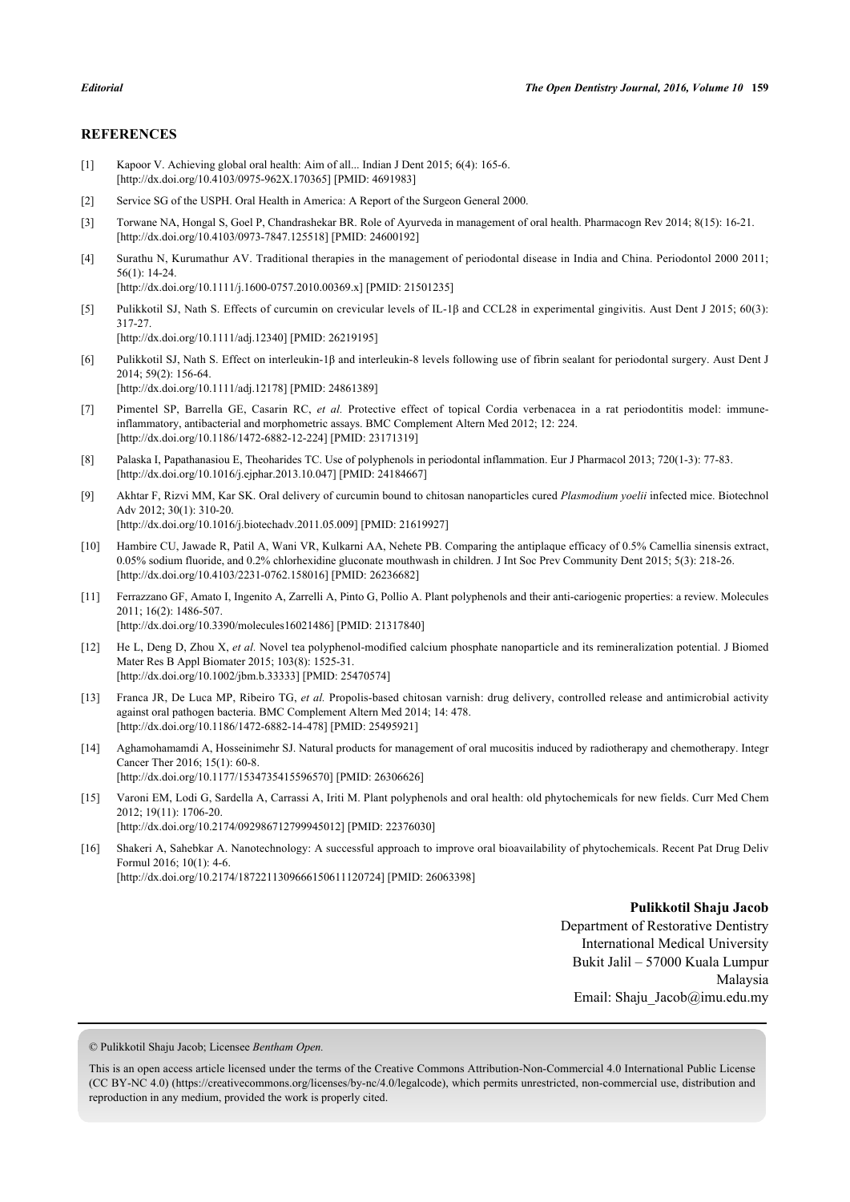## REFERENCES

[1] Kapoor V. Achieving global oral health: Aim of all... Indian J Dent 2015; 6(4): 165-6. [http://dx.doi.org/10.4103/0975-962X.170365] [PMID: 4691983]

[2] Service SG of the USPH. Oral Health in America: A Report of the Surgeon General 2000.

[3] Torwane NA, Hongal S, Goel P, Chandrashekar BR. Role of Ayurveda in management of oral health. Pharmacogn Rev 2014; 8(15): 16-21. [http://dx.doi.org/10.4103/0973-7847.125518] [PMID: 24600192]

[4] Surathu N, Kurumathur AV. Traditional therapies in the management of periodontal disease in India and China. Periodontol 2000 2011; 56(1): 14-24. [http://dx.doi.org/10.1111/j.1600-0757.2010.00369.x] [PMID: 21501235]

[5] Pulikkotil SJ, Nath S. Effects of curcumin on crevicular levels of IL-1β and CCL28 in experimental gingivitis. Aust Dent J 2015; 60(3): 317-27. [http://dx.doi.org/10.1111/adj.12340] [PMID: 26219195]

[6] Pulikkotil SJ, Nath S. Effect on interleukin-1β and interleukin-8 levels following use of fibrin sealant for periodontal surgery. Aust Dent J 2014; 59(2): 156-64. [http://dx.doi.org/10.1111/adj.12178] [PMID: 24861389]

[7] Pimentel SP, Barrella GE, Casarin RC, *et al.* Protective effect of topical Cordia verbenacea in a rat periodontitis model: immune-inflammatory, antibacterial and morphometric assays. BMC Complement Altern Med 2012; 12: 224. [http://dx.doi.org/10.1186/1472-6882-12-224] [PMID: 23171319]

[8] Palaska I, Papathanasiou E, Theoharides TC. Use of polyphenols in periodontal inflammation. Eur J Pharmacol 2013; 720(1-3): 77-83. [http://dx.doi.org/10.1016/j.ejphar.2013.10.047] [PMID: 24184667]

[9] Akhtar F, Rizvi MM, Kar SK. Oral delivery of curcumin bound to chitosan nanoparticles cured *Plasmodium yoelii* infected mice. Biotechnol Adv 2012; 30(1): 310-20. [http://dx.doi.org/10.1016/j.biotechadv.2011.05.009] [PMID: 21619927]

[10] Hambire CU, Jawade R, Patil A, Wani VR, Kulkarni AA, Nehete PB. Comparing the antiplaque efficacy of 0.5% Camellia sinensis extract, 0.05% sodium fluoride, and 0.2% chlorhexidine gluconate mouthwash in children. J Int Soc Prev Community Dent 2015; 5(3): 218-26. [http://dx.doi.org/10.4103/2231-0762.158016] [PMID: 26236682]

[11] Ferrazzano GF, Amato I, Ingenito A, Zarrelli A, Pinto G, Pollio A. Plant polyphenols and their anti-cariogenic properties: a review. Molecules 2011; 16(2): 1486-507. [http://dx.doi.org/10.3390/molecules16021486] [PMID: 21317840]

[12] He L, Deng D, Zhou X, *et al.* Novel tea polyphenol-modified calcium phosphate nanoparticle and its remineralization potential. J Biomed Mater Res B Appl Biomater 2015; 103(8): 1525-31. [http://dx.doi.org/10.1002/jbm.b.33333] [PMID: 25470574]

[13] Franca JR, De Luca MP, Ribeiro TG, *et al.* Propolis-based chitosan varnish: drug delivery, controlled release and antimicrobial activity against oral pathogen bacteria. BMC Complement Altern Med 2014; 14: 478. [http://dx.doi.org/10.1186/1472-6882-14-478] [PMID: 25495921]

[14] Aghamohamamdi A, Hosseinimehr SJ. Natural products for management of oral mucositis induced by radiotherapy and chemotherapy. Integr Cancer Ther 2016; 15(1): 60-8. [http://dx.doi.org/10.1177/1534735415596570] [PMID: 26306626]

[15] Varoni EM, Lodi G, Sardella A, Carrassi A, Iriti M. Plant polyphenols and oral health: old phytochemicals for new fields. Curr Med Chem 2012; 19(11): 1706-20. [http://dx.doi.org/10.2174/092986712799945012] [PMID: 22376030]

[16] Shakeri A, Sahebkar A. Nanotechnology: A successful approach to improve oral bioavailability of phytochemicals. Recent Pat Drug Deliv Formul 2016; 10(1): 4-6. [http://dx.doi.org/10.2174/1872211309666150611120724] [PMID: 26063398]

**Pulikkotil Shaju Jacob**
Department of Restorative Dentistry
International Medical University
Bukit Jalil – 57000 Kuala Lumpur
Malaysia
Email: Shaju_Jacob@imu.edu.my

© Pulikkotil Shaju Jacob; Licensee *Bentham Open.*

This is an open access article licensed under the terms of the Creative Commons Attribution-Non-Commercial 4.0 International Public License (CC BY-NC 4.0) (https://creativecommons.org/licenses/by-nc/4.0/legalcode), which permits unrestricted, non-commercial use, distribution and reproduction in any medium, provided the work is properly cited.